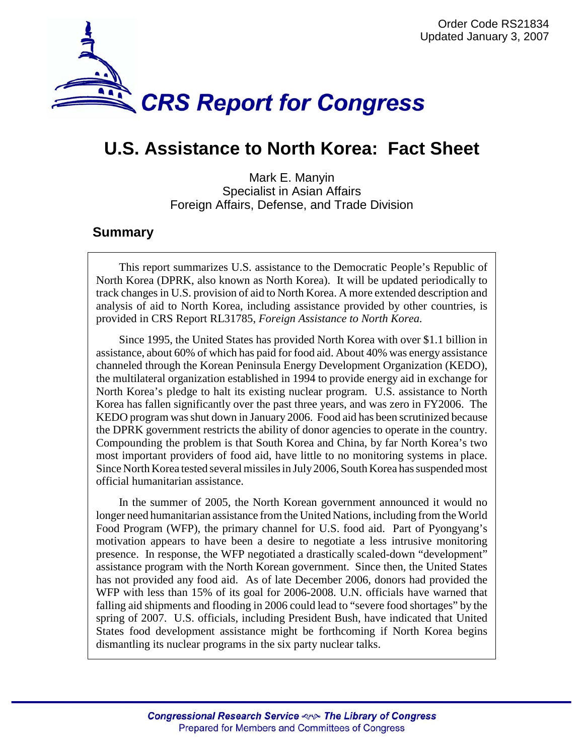Order Code RS21834
Updated January 3, 2007

# CRS Report for Congress

# U.S. Assistance to North Korea: Fact Sheet

Mark E. Manyin
Specialist in Asian Affairs
Foreign Affairs, Defense, and Trade Division

## Summary

This report summarizes U.S. assistance to the Democratic People's Republic of North Korea (DPRK, also known as North Korea). It will be updated periodically to track changes in U.S. provision of aid to North Korea. A more extended description and analysis of aid to North Korea, including assistance provided by other countries, is provided in CRS Report RL31785, *Foreign Assistance to North Korea.*

Since 1995, the United States has provided North Korea with over $1.1 billion in assistance, about 60% of which has paid for food aid. About 40% was energy assistance channeled through the Korean Peninsula Energy Development Organization (KEDO), the multilateral organization established in 1994 to provide energy aid in exchange for North Korea's pledge to halt its existing nuclear program. U.S. assistance to North Korea has fallen significantly over the past three years, and was zero in FY2006. The KEDO program was shut down in January 2006. Food aid has been scrutinized because the DPRK government restricts the ability of donor agencies to operate in the country. Compounding the problem is that South Korea and China, by far North Korea's two most important providers of food aid, have little to no monitoring systems in place. Since North Korea tested several missiles in July 2006, South Korea has suspended most official humanitarian assistance.

In the summer of 2005, the North Korean government announced it would no longer need humanitarian assistance from the United Nations, including from the World Food Program (WFP), the primary channel for U.S. food aid. Part of Pyongyang's motivation appears to have been a desire to negotiate a less intrusive monitoring presence. In response, the WFP negotiated a drastically scaled-down "development" assistance program with the North Korean government. Since then, the United States has not provided any food aid. As of late December 2006, donors had provided the WFP with less than 15% of its goal for 2006-2008. U.N. officials have warned that falling aid shipments and flooding in 2006 could lead to "severe food shortages" by the spring of 2007. U.S. officials, including President Bush, have indicated that United States food development assistance might be forthcoming if North Korea begins dismantling its nuclear programs in the six party nuclear talks.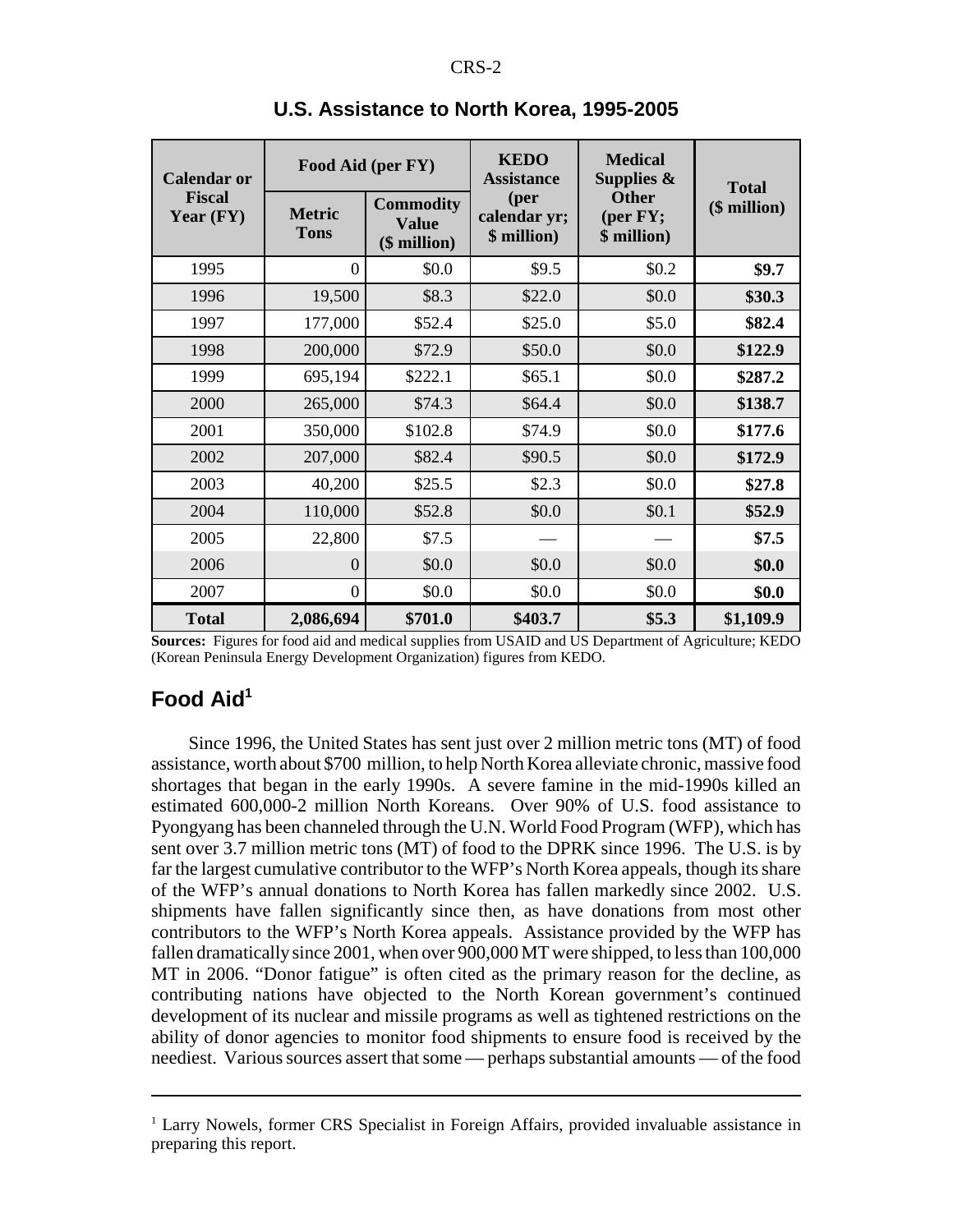## U.S. Assistance to North Korea, 1995-2005

| Calendar or Fiscal Year (FY) | Food Aid (per FY) | | KEDO Assistance (per calendar yr; $ million) | Medical Supplies & Other (per FY; $ million) | Total ($ million) |
|---|---|---|---|---|---|
| | Metric Tons | Commodity Value ($ million) | | | |
| 1995 | 0 | $0.0 | $9.5 | $0.2 | **$9.7** |
| 1996 | 19,500 | $8.3 | $22.0 | $0.0 | **$30.3** |
| 1997 | 177,000 | $52.4 | $25.0 | $5.0 | **$82.4** |
| 1998 | 200,000 | $72.9 | $50.0 | $0.0 | **$122.9** |
| 1999 | 695,194 | $222.1 | $65.1 | $0.0 | **$287.2** |
| 2000 | 265,000 | $74.3 | $64.4 | $0.0 | **$138.7** |
| 2001 | 350,000 | $102.8 | $74.9 | $0.0 | **$177.6** |
| 2002 | 207,000 | $82.4 | $90.5 | $0.0 | **$172.9** |
| 2003 | 40,200 | $25.5 | $2.3 | $0.0 | **$27.8** |
| 2004 | 110,000 | $52.8 | $0.0 | $0.1 | **$52.9** |
| 2005 | 22,800 | $7.5 | — | — | **$7.5** |
| 2006 | 0 | $0.0 | $0.0 | $0.0 | **$0.0** |
| 2007 | 0 | $0.0 | $0.0 | $0.0 | **$0.0** |
| **Total** | **2,086,694** | **$701.0** | **$403.7** | **$5.3** | **$1,109.9** |

**Sources:** Figures for food aid and medical supplies from USAID and US Department of Agriculture; KEDO (Korean Peninsula Energy Development Organization) figures from KEDO.

## Food Aid[1]

Since 1996, the United States has sent just over 2 million metric tons (MT) of food assistance, worth about $700 million, to help North Korea alleviate chronic, massive food shortages that began in the early 1990s. A severe famine in the mid-1990s killed an estimated 600,000-2 million North Koreans. Over 90% of U.S. food assistance to Pyongyang has been channeled through the U.N. World Food Program (WFP), which has sent over 3.7 million metric tons (MT) of food to the DPRK since 1996. The U.S. is by far the largest cumulative contributor to the WFP's North Korea appeals, though its share of the WFP's annual donations to North Korea has fallen markedly since 2002. U.S. shipments have fallen significantly since then, as have donations from most other contributors to the WFP's North Korea appeals. Assistance provided by the WFP has fallen dramatically since 2001, when over 900,000 MT were shipped, to less than 100,000 MT in 2006. "Donor fatigue" is often cited as the primary reason for the decline, as contributing nations have objected to the North Korean government's continued development of its nuclear and missile programs as well as tightened restrictions on the ability of donor agencies to monitor food shipments to ensure food is received by the neediest. Various sources assert that some — perhaps substantial amounts — of the food

[1] Larry Nowels, former CRS Specialist in Foreign Affairs, provided invaluable assistance in preparing this report.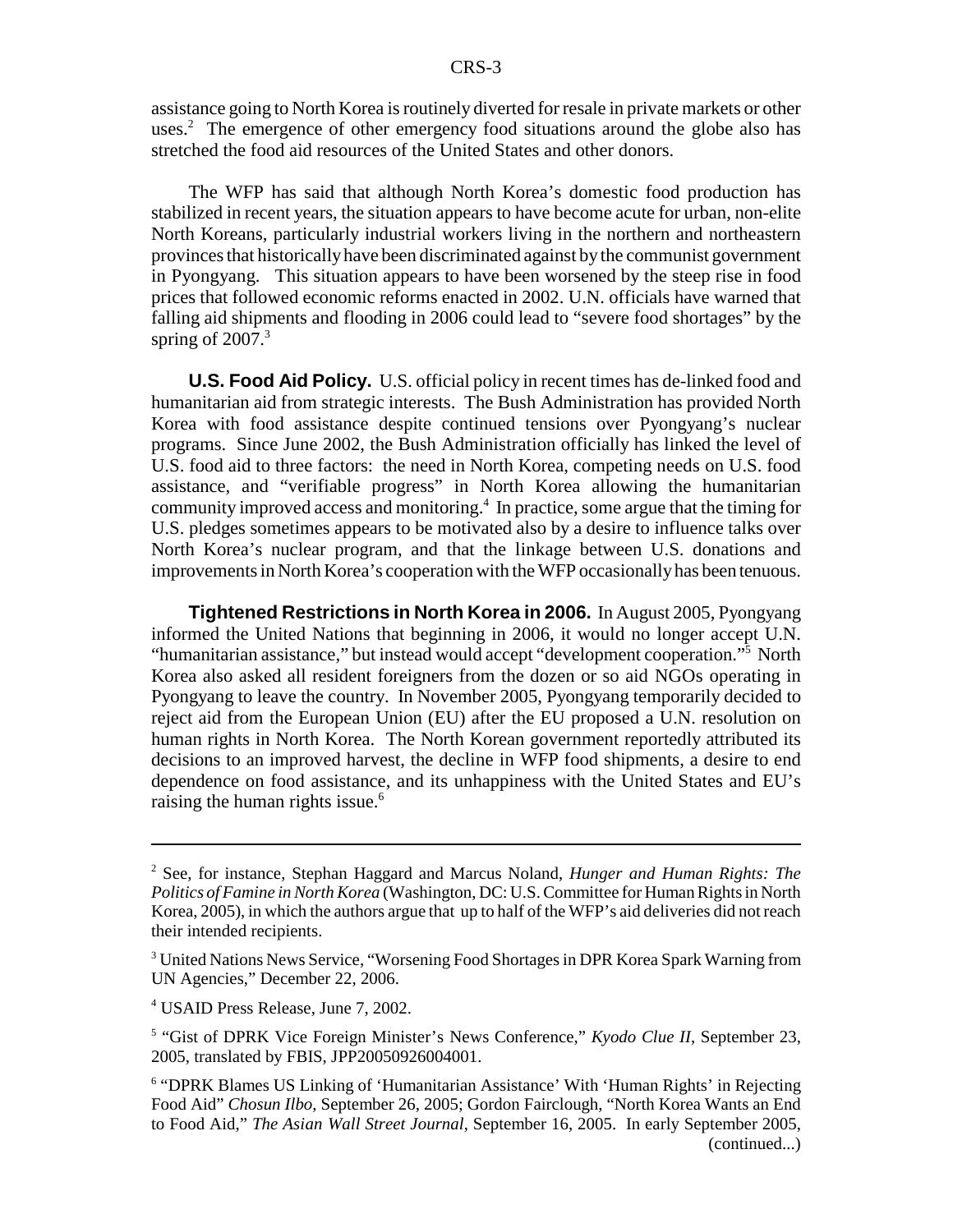assistance going to North Korea is routinely diverted for resale in private markets or other uses.[2] The emergence of other emergency food situations around the globe also has stretched the food aid resources of the United States and other donors.

The WFP has said that although North Korea's domestic food production has stabilized in recent years, the situation appears to have become acute for urban, non-elite North Koreans, particularly industrial workers living in the northern and northeastern provinces that historically have been discriminated against by the communist government in Pyongyang. This situation appears to have been worsened by the steep rise in food prices that followed economic reforms enacted in 2002. U.N. officials have warned that falling aid shipments and flooding in 2006 could lead to "severe food shortages" by the spring of 2007.[3]

**U.S. Food Aid Policy.** U.S. official policy in recent times has de-linked food and humanitarian aid from strategic interests. The Bush Administration has provided North Korea with food assistance despite continued tensions over Pyongyang's nuclear programs. Since June 2002, the Bush Administration officially has linked the level of U.S. food aid to three factors: the need in North Korea, competing needs on U.S. food assistance, and "verifiable progress" in North Korea allowing the humanitarian community improved access and monitoring.[4] In practice, some argue that the timing for U.S. pledges sometimes appears to be motivated also by a desire to influence talks over North Korea's nuclear program, and that the linkage between U.S. donations and improvements in North Korea's cooperation with the WFP occasionally has been tenuous.

**Tightened Restrictions in North Korea in 2006.** In August 2005, Pyongyang informed the United Nations that beginning in 2006, it would no longer accept U.N. "humanitarian assistance," but instead would accept "development cooperation."[5] North Korea also asked all resident foreigners from the dozen or so aid NGOs operating in Pyongyang to leave the country. In November 2005, Pyongyang temporarily decided to reject aid from the European Union (EU) after the EU proposed a U.N. resolution on human rights in North Korea. The North Korean government reportedly attributed its decisions to an improved harvest, the decline in WFP food shipments, a desire to end dependence on food assistance, and its unhappiness with the United States and EU's raising the human rights issue.[6]

---

[2] See, for instance, Stephan Haggard and Marcus Noland, *Hunger and Human Rights: The Politics of Famine in North Korea* (Washington, DC: U.S. Committee for Human Rights in North Korea, 2005), in which the authors argue that up to half of the WFP's aid deliveries did not reach their intended recipients.

[3] United Nations News Service, "Worsening Food Shortages in DPR Korea Spark Warning from UN Agencies," December 22, 2006.

[4] USAID Press Release, June 7, 2002.

[5] "Gist of DPRK Vice Foreign Minister's News Conference," *Kyodo Clue II*, September 23, 2005, translated by FBIS, JPP20050926004001.

[6] "DPRK Blames US Linking of 'Humanitarian Assistance' With 'Human Rights' in Rejecting Food Aid" *Chosun Ilbo*, September 26, 2005; Gordon Fairclough, "North Korea Wants an End to Food Aid," *The Asian Wall Street Journal*, September 16, 2005. In early September 2005, (continued...)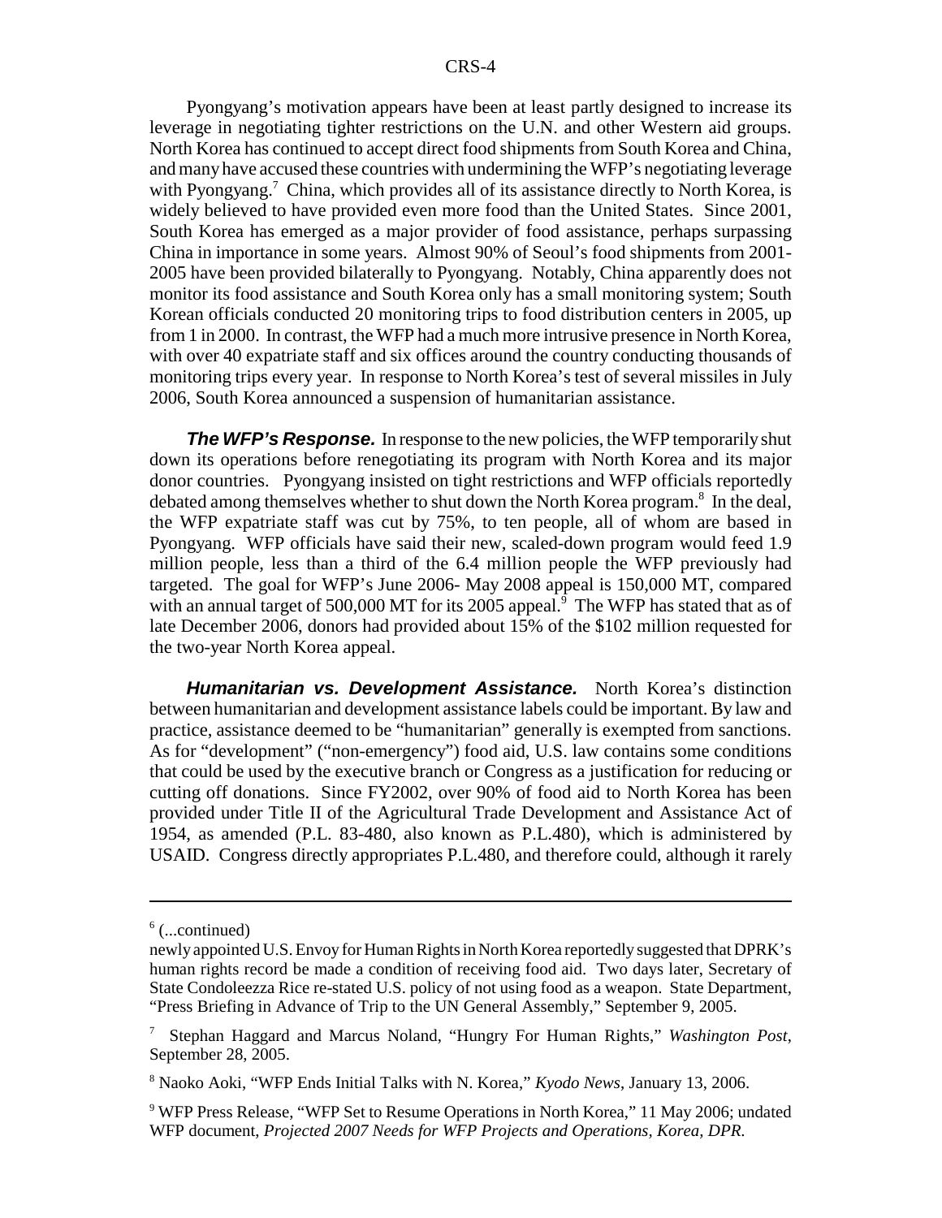Pyongyang's motivation appears have been at least partly designed to increase its leverage in negotiating tighter restrictions on the U.N. and other Western aid groups. North Korea has continued to accept direct food shipments from South Korea and China, and many have accused these countries with undermining the WFP's negotiating leverage with Pyongyang.[7] China, which provides all of its assistance directly to North Korea, is widely believed to have provided even more food than the United States. Since 2001, South Korea has emerged as a major provider of food assistance, perhaps surpassing China in importance in some years. Almost 90% of Seoul's food shipments from 2001-2005 have been provided bilaterally to Pyongyang. Notably, China apparently does not monitor its food assistance and South Korea only has a small monitoring system; South Korean officials conducted 20 monitoring trips to food distribution centers in 2005, up from 1 in 2000. In contrast, the WFP had a much more intrusive presence in North Korea, with over 40 expatriate staff and six offices around the country conducting thousands of monitoring trips every year. In response to North Korea's test of several missiles in July 2006, South Korea announced a suspension of humanitarian assistance.

***The WFP's Response.*** In response to the new policies, the WFP temporarily shut down its operations before renegotiating its program with North Korea and its major donor countries. Pyongyang insisted on tight restrictions and WFP officials reportedly debated among themselves whether to shut down the North Korea program.[8] In the deal, the WFP expatriate staff was cut by 75%, to ten people, all of whom are based in Pyongyang. WFP officials have said their new, scaled-down program would feed 1.9 million people, less than a third of the 6.4 million people the WFP previously had targeted. The goal for WFP's June 2006- May 2008 appeal is 150,000 MT, compared with an annual target of 500,000 MT for its 2005 appeal.[9] The WFP has stated that as of late December 2006, donors had provided about 15% of the \$102 million requested for the two-year North Korea appeal.

***Humanitarian vs. Development Assistance.*** North Korea's distinction between humanitarian and development assistance labels could be important. By law and practice, assistance deemed to be "humanitarian" generally is exempted from sanctions. As for "development" ("non-emergency") food aid, U.S. law contains some conditions that could be used by the executive branch or Congress as a justification for reducing or cutting off donations. Since FY2002, over 90% of food aid to North Korea has been provided under Title II of the Agricultural Trade Development and Assistance Act of 1954, as amended (P.L. 83-480, also known as P.L.480), which is administered by USAID. Congress directly appropriates P.L.480, and therefore could, although it rarely

---

[6] (...continued)
newly appointed U.S. Envoy for Human Rights in North Korea reportedly suggested that DPRK's human rights record be made a condition of receiving food aid. Two days later, Secretary of State Condoleezza Rice re-stated U.S. policy of not using food as a weapon. State Department, "Press Briefing in Advance of Trip to the UN General Assembly," September 9, 2005.

[7] Stephan Haggard and Marcus Noland, "Hungry For Human Rights," *Washington Post*, September 28, 2005.

[8] Naoko Aoki, "WFP Ends Initial Talks with N. Korea," *Kyodo News*, January 13, 2006.

[9] WFP Press Release, "WFP Set to Resume Operations in North Korea," 11 May 2006; undated WFP document, *Projected 2007 Needs for WFP Projects and Operations, Korea, DPR.*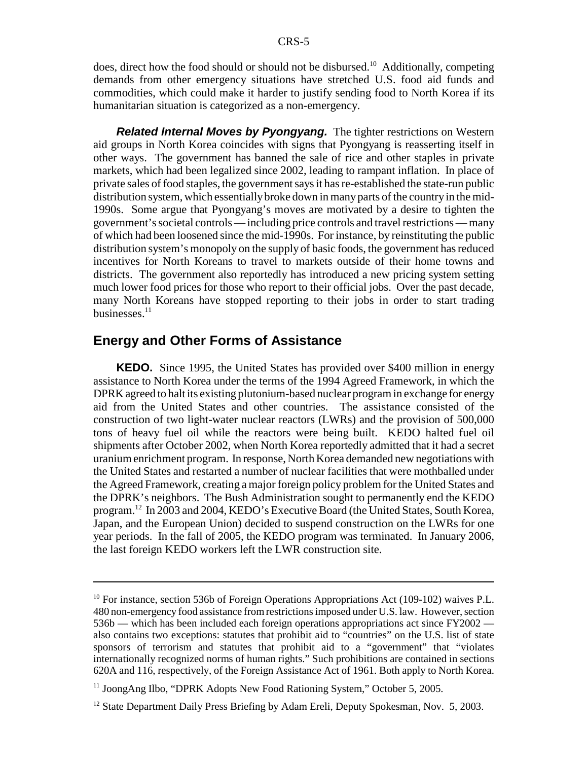does, direct how the food should or should not be disbursed.[10] Additionally, competing demands from other emergency situations have stretched U.S. food aid funds and commodities, which could make it harder to justify sending food to North Korea if its humanitarian situation is categorized as a non-emergency.

***Related Internal Moves by Pyongyang.*** The tighter restrictions on Western aid groups in North Korea coincides with signs that Pyongyang is reasserting itself in other ways. The government has banned the sale of rice and other staples in private markets, which had been legalized since 2002, leading to rampant inflation. In place of private sales of food staples, the government says it has re-established the state-run public distribution system, which essentially broke down in many parts of the country in the mid-1990s. Some argue that Pyongyang's moves are motivated by a desire to tighten the government's societal controls — including price controls and travel restrictions — many of which had been loosened since the mid-1990s. For instance, by reinstituting the public distribution system's monopoly on the supply of basic foods, the government has reduced incentives for North Koreans to travel to markets outside of their home towns and districts. The government also reportedly has introduced a new pricing system setting much lower food prices for those who report to their official jobs. Over the past decade, many North Koreans have stopped reporting to their jobs in order to start trading businesses.[11]

## Energy and Other Forms of Assistance

**KEDO.** Since 1995, the United States has provided over $400 million in energy assistance to North Korea under the terms of the 1994 Agreed Framework, in which the DPRK agreed to halt its existing plutonium-based nuclear program in exchange for energy aid from the United States and other countries. The assistance consisted of the construction of two light-water nuclear reactors (LWRs) and the provision of 500,000 tons of heavy fuel oil while the reactors were being built. KEDO halted fuel oil shipments after October 2002, when North Korea reportedly admitted that it had a secret uranium enrichment program. In response, North Korea demanded new negotiations with the United States and restarted a number of nuclear facilities that were mothballed under the Agreed Framework, creating a major foreign policy problem for the United States and the DPRK's neighbors. The Bush Administration sought to permanently end the KEDO program.[12] In 2003 and 2004, KEDO's Executive Board (the United States, South Korea, Japan, and the European Union) decided to suspend construction on the LWRs for one year periods. In the fall of 2005, the KEDO program was terminated. In January 2006, the last foreign KEDO workers left the LWR construction site.

---

[10] For instance, section 536b of Foreign Operations Appropriations Act (109-102) waives P.L. 480 non-emergency food assistance from restrictions imposed under U.S. law. However, section 536b — which has been included each foreign operations appropriations act since FY2002 — also contains two exceptions: statutes that prohibit aid to "countries" on the U.S. list of state sponsors of terrorism and statutes that prohibit aid to a "government" that "violates internationally recognized norms of human rights." Such prohibitions are contained in sections 620A and 116, respectively, of the Foreign Assistance Act of 1961. Both apply to North Korea.

[11] JoongAng Ilbo, "DPRK Adopts New Food Rationing System," October 5, 2005.

[12] State Department Daily Press Briefing by Adam Ereli, Deputy Spokesman, Nov. 5, 2003.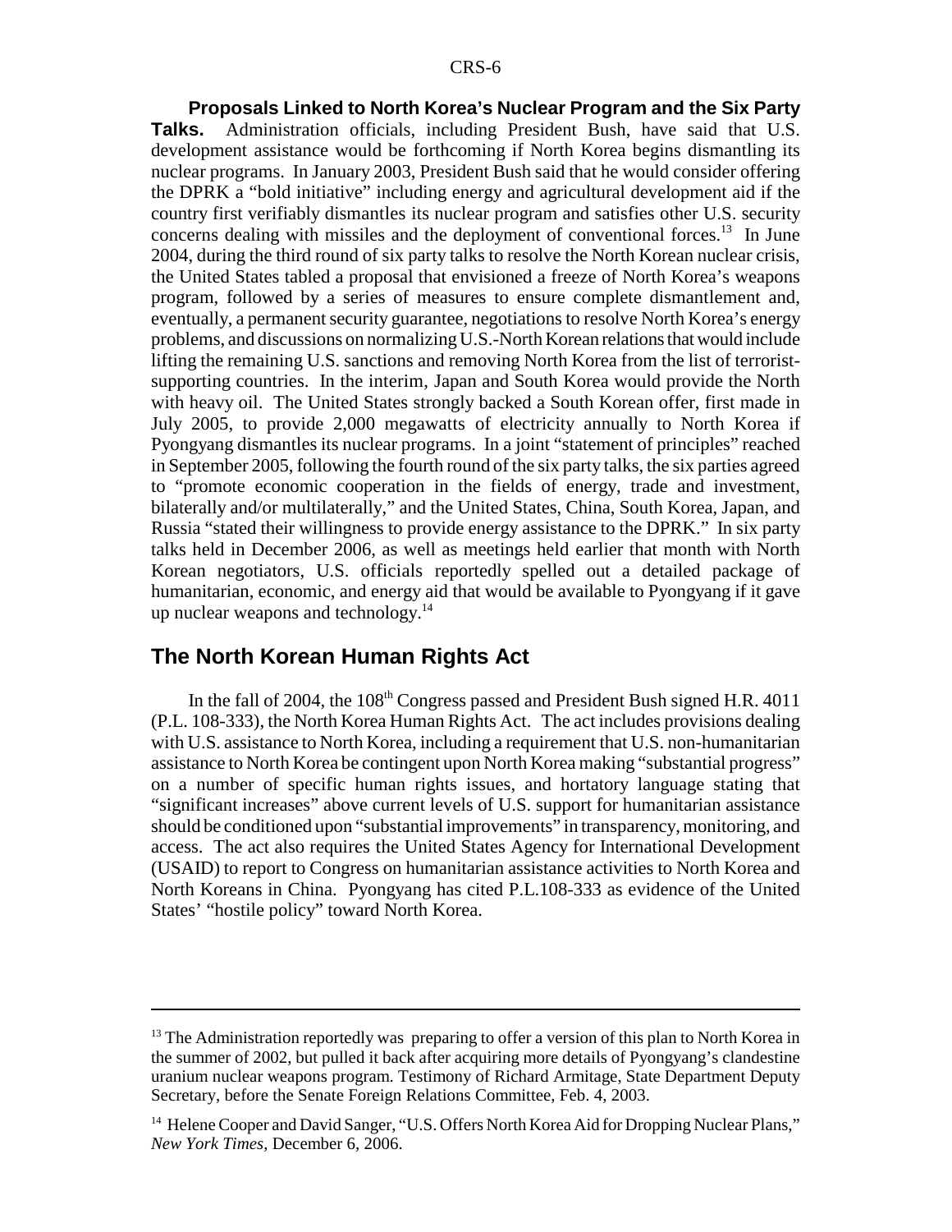**Proposals Linked to North Korea's Nuclear Program and the Six Party Talks.** Administration officials, including President Bush, have said that U.S. development assistance would be forthcoming if North Korea begins dismantling its nuclear programs. In January 2003, President Bush said that he would consider offering the DPRK a "bold initiative" including energy and agricultural development aid if the country first verifiably dismantles its nuclear program and satisfies other U.S. security concerns dealing with missiles and the deployment of conventional forces.[13] In June 2004, during the third round of six party talks to resolve the North Korean nuclear crisis, the United States tabled a proposal that envisioned a freeze of North Korea's weapons program, followed by a series of measures to ensure complete dismantlement and, eventually, a permanent security guarantee, negotiations to resolve North Korea's energy problems, and discussions on normalizing U.S.-North Korean relations that would include lifting the remaining U.S. sanctions and removing North Korea from the list of terrorist-supporting countries. In the interim, Japan and South Korea would provide the North with heavy oil. The United States strongly backed a South Korean offer, first made in July 2005, to provide 2,000 megawatts of electricity annually to North Korea if Pyongyang dismantles its nuclear programs. In a joint "statement of principles" reached in September 2005, following the fourth round of the six party talks, the six parties agreed to "promote economic cooperation in the fields of energy, trade and investment, bilaterally and/or multilaterally," and the United States, China, South Korea, Japan, and Russia "stated their willingness to provide energy assistance to the DPRK." In six party talks held in December 2006, as well as meetings held earlier that month with North Korean negotiators, U.S. officials reportedly spelled out a detailed package of humanitarian, economic, and energy aid that would be available to Pyongyang if it gave up nuclear weapons and technology.[14]

## The North Korean Human Rights Act

In the fall of 2004, the 108th Congress passed and President Bush signed H.R. 4011 (P.L. 108-333), the North Korea Human Rights Act. The act includes provisions dealing with U.S. assistance to North Korea, including a requirement that U.S. non-humanitarian assistance to North Korea be contingent upon North Korea making "substantial progress" on a number of specific human rights issues, and hortatory language stating that "significant increases" above current levels of U.S. support for humanitarian assistance should be conditioned upon "substantial improvements" in transparency, monitoring, and access. The act also requires the United States Agency for International Development (USAID) to report to Congress on humanitarian assistance activities to North Korea and North Koreans in China. Pyongyang has cited P.L.108-333 as evidence of the United States' "hostile policy" toward North Korea.

---

[13] The Administration reportedly was preparing to offer a version of this plan to North Korea in the summer of 2002, but pulled it back after acquiring more details of Pyongyang's clandestine uranium nuclear weapons program. Testimony of Richard Armitage, State Department Deputy Secretary, before the Senate Foreign Relations Committee, Feb. 4, 2003.

[14] Helene Cooper and David Sanger, "U.S. Offers North Korea Aid for Dropping Nuclear Plans," *New York Times*, December 6, 2006.